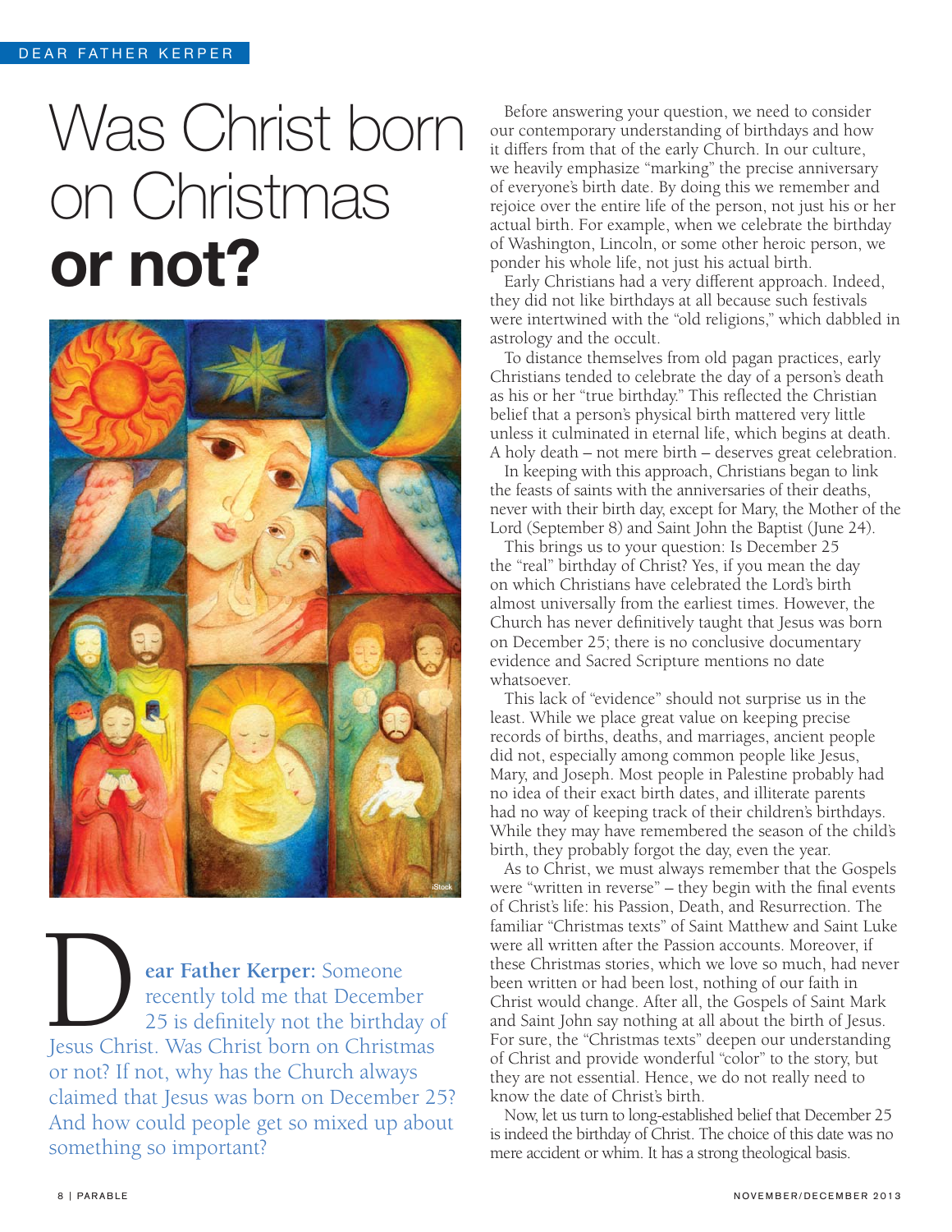# Was Christ born on Christmas **or not?**

**Dear Father Kerper:** Someone recently told me that December 25 is definitely not the birthday of Jesus Christ. Was Christ born on Christmas or not? If not, why has the Church always claimed that Jesus was born on December 25? And how could people get so mixed up about something so important?

Before answering your question, we need to consider our contemporary understanding of birthdays and how it differs from that of the early Church. In our culture, we heavily emphasize "marking" the precise anniversary of everyone's birth date. By doing this we remember and rejoice over the entire life of the person, not just his or her actual birth. For example, when we celebrate the birthday of Washington, Lincoln, or some other heroic person, we ponder his whole life, not just his actual birth.

Early Christians had a very different approach. Indeed, they did not like birthdays at all because such festivals were intertwined with the "old religions," which dabbled in astrology and the occult.

To distance themselves from old pagan practices, early Christians tended to celebrate the day of a person's death as his or her "true birthday." This reflected the Christian belief that a person's physical birth mattered very little unless it culminated in eternal life, which begins at death. A holy death – not mere birth – deserves great celebration.

In keeping with this approach, Christians began to link the feasts of saints with the anniversaries of their deaths, never with their birth day, except for Mary, the Mother of the Lord (September 8) and Saint John the Baptist (June 24).

This brings us to your question: Is December 25 the "real" birthday of Christ? Yes, if you mean the day on which Christians have celebrated the Lord's birth almost universally from the earliest times. However, the Church has never definitively taught that Jesus was born on December 25; there is no conclusive documentary evidence and Sacred Scripture mentions no date whatsoever.

This lack of "evidence" should not surprise us in the least. While we place great value on keeping precise records of births, deaths, and marriages, ancient people did not, especially among common people like Jesus, Mary, and Joseph. Most people in Palestine probably had no idea of their exact birth dates, and illiterate parents had no way of keeping track of their children's birthdays. While they may have remembered the season of the child's birth, they probably forgot the day, even the year.

As to Christ, we must always remember that the Gospels were "written in reverse" – they begin with the final events of Christ's life: his Passion, Death, and Resurrection. The familiar "Christmas texts" of Saint Matthew and Saint Luke were all written after the Passion accounts. Moreover, if these Christmas stories, which we love so much, had never been written or had been lost, nothing of our faith in Christ would change. After all, the Gospels of Saint Mark and Saint John say nothing at all about the birth of Jesus. For sure, the "Christmas texts" deepen our understanding of Christ and provide wonderful "color" to the story, but they are not essential. Hence, we do not really need to know the date of Christ's birth.

Now, let us turn to long-established belief that December 25 is indeed the birthday of Christ. The choice of this date was no mere accident or whim. It has a strong theological basis.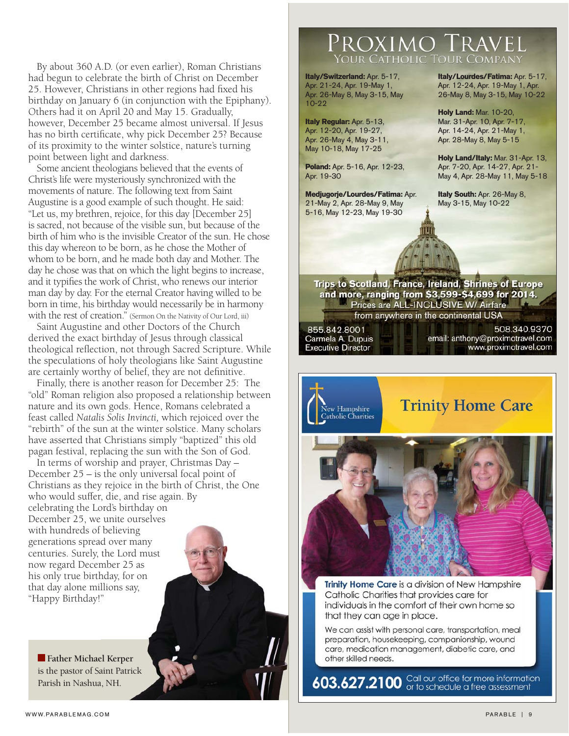By about 360 A.D. (or even earlier), Roman Christians had begun to celebrate the birth of Christ on December 25. However, Christians in other regions had fixed his birthday on January 6 (in conjunction with the Epiphany). Others had it on April 20 and May 15. Gradually, however, December 25 became almost universal. If Jesus has no birth certificate, why pick December 25? Because of its proximity to the winter solstice, nature's turning point between light and darkness.

Some ancient theologians believed that the events of Christ's life were mysteriously synchronized with the movements of nature. The following text from Saint Augustine is a good example of such thought. He said: "Let us, my brethren, rejoice, for this day [December 25] is sacred, not because of the visible sun, but because of the birth of him who is the invisible Creator of the sun. He chose this day whereon to be born, as he chose the Mother of whom to be born, and he made both day and Mother. The day he chose was that on which the light begins to increase, and it typifies the work of Christ, who renews our interior man day by day. For the eternal Creator having willed to be born in time, his birthday would necessarily be in harmony with the rest of creation." (Sermon On the Nativity of Our Lord, iii)

Saint Augustine and other Doctors of the Church derived the exact birthday of Jesus through classical theological reflection, not through Sacred Scripture. While the speculations of holy theologians like Saint Augustine are certainly worthy of belief, they are not definitive.

Finally, there is another reason for December 25: The "old" Roman religion also proposed a relationship between nature and its own gods. Hence, Romans celebrated a feast called *Natalis Solis Invincti,* which rejoiced over the "rebirth" of the sun at the winter solstice. Many scholars have asserted that Christians simply "baptized" this old pagan festival, replacing the sun with the Son of God.

In terms of worship and prayer, Christmas Day – December 25 – is the only universal focal point of Christians as they rejoice in the birth of Christ, the One who would suffer, die, and rise again. By celebrating the Lord's birthday on December 25, we unite ourselves with hundreds of believing generations spread over many centuries. Surely, the Lord must now regard December 25 as his only true birthday, for on that day alone millions say, "Happy Birthday!"

**Father Michael Kerper** is the pastor of Saint Patrick Parish in Nashua, NH.

# Proximo Travel
## Your Catholic Tour Company

**Italy/Switzerland:** Apr. 5-17, Apr. 21-24, Apr. 19-May 1, Apr. 26-May 8, May 3-15, May 10-22

**Italy Regular:** Apr. 5-13, Apr. 12-20, Apr. 19-27, Apr. 26-May 4, May 3-11, May 10-18, May 17-25

**Poland:** Apr. 5-16, Apr. 12-23, Apr. 19-30

**Medjugorje/Lourdes/Fatima:** Apr. 21-May 2, Apr. 28-May 9, May 5-16, May 12-23, May 19-30

**Italy/Lourdes/Fatima:** Apr. 5-17, Apr. 12-24, Apr. 19-May 1, Apr. 26-May 8, May 3-15, May 10-22

**Holy Land:** Mar. 10-20, Mar. 31-Apr. 10, Apr. 7-17, Apr. 14-24, Apr. 21-May 1, Apr. 28-May 8, May 5-15

**Holy Land/Italy:** Mar. 31-Apr. 13, Apr. 7-20, Apr. 14-27, Apr. 21-May 4, Apr. 28-May 11, May 5-18

**Italy South:** Apr. 26-May 8, May 3-15, May 10-22

**Trips to Scotland, France, Ireland, Shrines of Europe and more, ranging from $3,599-$4,699 for 2014.**
Prices are ALL-INCLUSIVE W/ Airfare from anywhere in the continental USA

855.842.8001
Carmela A. Dupuis
Executive Director

508.340.9370
email: anthony@proximotravel.com
www.proximotravel.com

New Hampshire Catholic Charities

# Trinity Home Care

**Trinity Home Care** is a division of New Hampshire Catholic Charities that provides care for individuals in the comfort of their own home so that they can age in place.

We can assist with personal care, transportation, meal preparation, housekeeping, companionship, wound care, medication management, diabetic care, and other skilled needs.

**603.627.2100** Call our office for more information or to schedule a free assessment